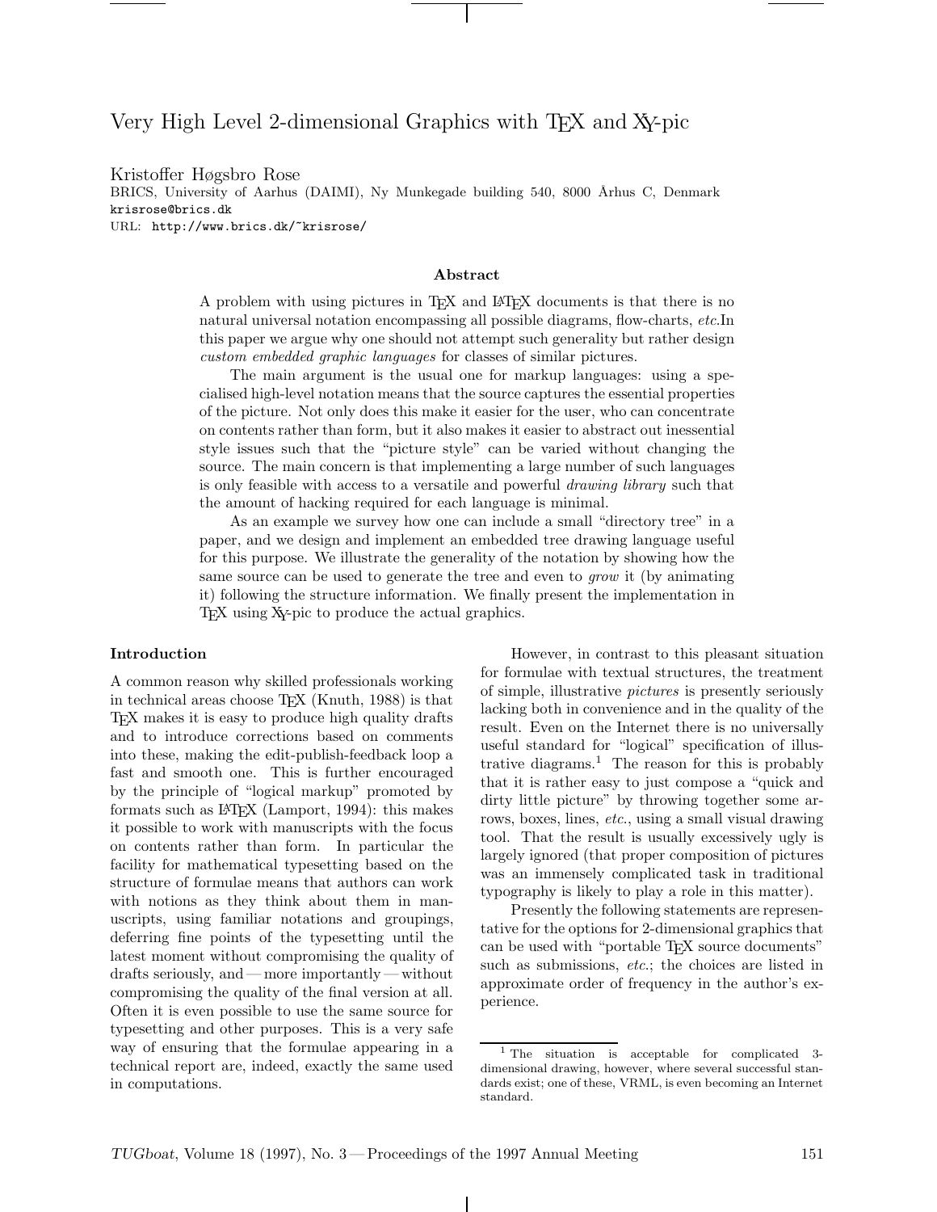# Very High Level 2-dimensional Graphics with TEX and XY-pic

Kristoffer Høgsbro Rose
BRICS, University of Aarhus (DAIMI), Ny Munkegade building 540, 8000 Århus C, Denmark
krisrose@brics.dk
URL: http://www.brics.dk/~krisrose/

### Abstract

A problem with using pictures in TEX and LATEX documents is that there is no natural universal notation encompassing all possible diagrams, flow-charts, *etc.*In this paper we argue why one should not attempt such generality but rather design *custom embedded graphic languages* for classes of similar pictures.

The main argument is the usual one for markup languages: using a specialised high-level notation means that the source captures the essential properties of the picture. Not only does this make it easier for the user, who can concentrate on contents rather than form, but it also makes it easier to abstract out inessential style issues such that the "picture style" can be varied without changing the source. The main concern is that implementing a large number of such languages is only feasible with access to a versatile and powerful *drawing library* such that the amount of hacking required for each language is minimal.

As an example we survey how one can include a small "directory tree" in a paper, and we design and implement an embedded tree drawing language useful for this purpose. We illustrate the generality of the notation by showing how the same source can be used to generate the tree and even to *grow* it (by animating it) following the structure information. We finally present the implementation in TEX using XY-pic to produce the actual graphics.

## Introduction

A common reason why skilled professionals working in technical areas choose TEX (Knuth, 1988) is that TEX makes it is easy to produce high quality drafts and to introduce corrections based on comments into these, making the edit-publish-feedback loop a fast and smooth one. This is further encouraged by the principle of "logical markup" promoted by formats such as LATEX (Lamport, 1994): this makes it possible to work with manuscripts with the focus on contents rather than form. In particular the facility for mathematical typesetting based on the structure of formulae means that authors can work with notions as they think about them in manuscripts, using familiar notations and groupings, deferring fine points of the typesetting until the latest moment without compromising the quality of drafts seriously, and — more importantly — without compromising the quality of the final version at all. Often it is even possible to use the same source for typesetting and other purposes. This is a very safe way of ensuring that the formulae appearing in a technical report are, indeed, exactly the same used in computations.

However, in contrast to this pleasant situation for formulae with textual structures, the treatment of simple, illustrative *pictures* is presently seriously lacking both in convenience and in the quality of the result. Even on the Internet there is no universally useful standard for "logical" specification of illustrative diagrams.[1] The reason for this is probably that it is rather easy to just compose a "quick and dirty little picture" by throwing together some arrows, boxes, lines, *etc.*, using a small visual drawing tool. That the result is usually excessively ugly is largely ignored (that proper composition of pictures was an immensely complicated task in traditional typography is likely to play a role in this matter).

Presently the following statements are representative for the options for 2-dimensional graphics that can be used with "portable TEX source documents" such as submissions, *etc.*; the choices are listed in approximate order of frequency in the author's experience.

[1] The situation is acceptable for complicated 3-dimensional drawing, however, where several successful standards exist; one of these, VRML, is even becoming an Internet standard.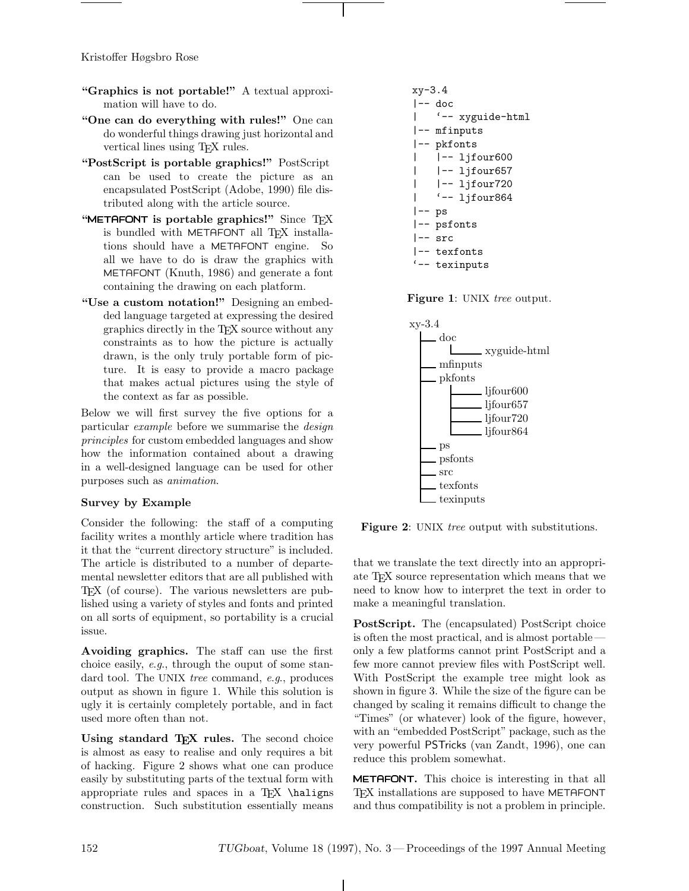**"Graphics is not portable!"** A textual approximation will have to do.

**"One can do everything with rules!"** One can do wonderful things drawing just horizontal and vertical lines using TEX rules.

**"PostScript is portable graphics!"** PostScript can be used to create the picture as an encapsulated PostScript (Adobe, 1990) file distributed along with the article source.

**"METAFONT is portable graphics!"** Since TEX is bundled with METAFONT all TEX installations should have a METAFONT engine. So all we have to do is draw the graphics with METAFONT (Knuth, 1986) and generate a font containing the drawing on each platform.

**"Use a custom notation!"** Designing an embedded language targeted at expressing the desired graphics directly in the TEX source without any constraints as to how the picture is actually drawn, is the only truly portable form of picture. It is easy to provide a macro package that makes actual pictures using the style of the context as far as possible.

Below we will first survey the five options for a particular *example* before we summarise the *design principles* for custom embedded languages and show how the information contained about a drawing in a well-designed language can be used for other purposes such as *animation*.

### Survey by Example

Consider the following: the staff of a computing facility writes a monthly article where tradition has it that the "current directory structure" is included. The article is distributed to a number of departemental newsletter editors that are all published with TEX (of course). The various newsletters are published using a variety of styles and fonts and printed on all sorts of equipment, so portability is a crucial issue.

**Avoiding graphics.** The staff can use the first choice easily, *e.g.*, through the ouput of some standard tool. The UNIX *tree* command, *e.g.*, produces output as shown in figure 1. While this solution is ugly it is certainly completely portable, and in fact used more often than not.

**Using standard TEX rules.** The second choice is almost as easy to realise and only requires a bit of hacking. Figure 2 shows what one can produce easily by substituting parts of the textual form with appropriate rules and spaces in a TEX `\halign`s construction. Such substitution essentially means that we translate the text directly into an appropriate TEX source representation which means that we need to know how to interpret the text in order to make a meaningful translation.

```
xy-3.4
|-- doc
|   `-- xyguide-html
|-- mfinputs
|-- pkfonts
|   |-- ljfour600
|   |-- ljfour657
|   |-- ljfour720
|   `-- ljfour864
|-- ps
|-- psfonts
|-- src
|-- texfonts
`-- texinputs
```

**Figure 1**: UNIX *tree* output.

```
xy-3.4
 ├── doc
 │    └──────── xyguide-html
 ├── mfinputs
 ├── pkfonts
 │    ├──────── ljfour600
 │    ├──────── ljfour657
 │    ├──────── ljfour720
 │    └──────── ljfour864
 ├── ps
 ├── psfonts
 ├── src
 ├── texfonts
 └── texinputs
```

**Figure 2**: UNIX *tree* output with substitutions.

**PostScript.** The (encapsulated) PostScript choice is often the most practical, and is almost portable—only a few platforms cannot print PostScript and a few more cannot preview files with PostScript well. With PostScript the example tree might look as shown in figure 3. While the size of the figure can be changed by scaling it remains difficult to change the "Times" (or whatever) look of the figure, however, with an "embedded PostScript" package, such as the very powerful PSTricks (van Zandt, 1996), one can reduce this problem somewhat.

**METAFONT.** This choice is interesting in that all TEX installations are supposed to have METAFONT and thus compatibility is not a problem in principle.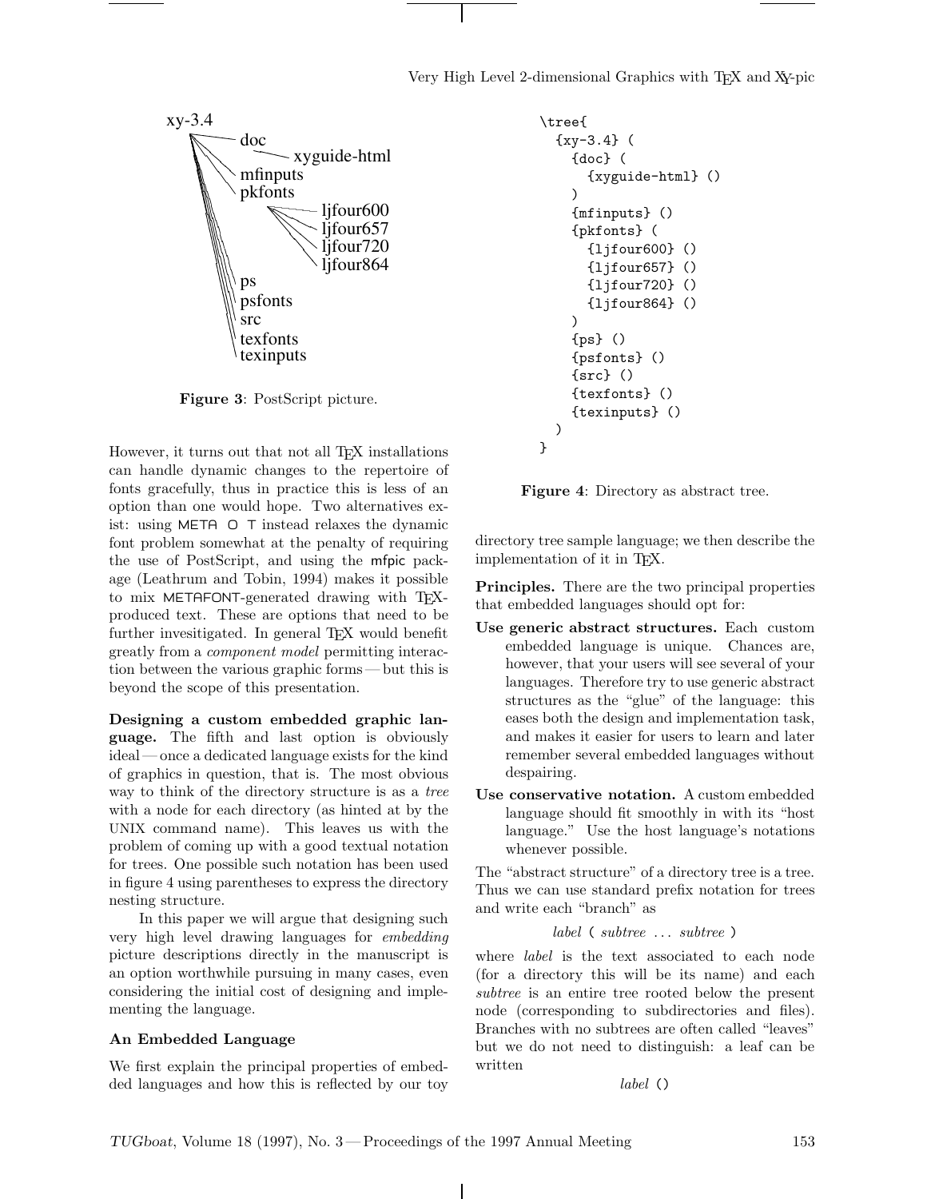xy-3.4
doc
xyguide-html
mfinputs
pkfonts
ljfour600
ljfour657
ljfour720
ljfour864
ps
psfonts
src
texfonts
texinputs

**Figure 3**: PostScript picture.

However, it turns out that not all TEX installations can handle dynamic changes to the repertoire of fonts gracefully, thus in practice this is less of an option than one would hope. Two alternatives exist: using METAPOST instead relaxes the dynamic font problem somewhat at the penalty of requiring the use of PostScript, and using the mfpic package (Leathrum and Tobin, 1994) makes it possible to mix METAFONT-generated drawing with TEX-produced text. These are options that need to be further invesitigated. In general TEX would benefit greatly from a *component model* permitting interaction between the various graphic forms — but this is beyond the scope of this presentation.

**Designing a custom embedded graphic language.** The fifth and last option is obviously ideal — once a dedicated language exists for the kind of graphics in question, that is. The most obvious way to think of the directory structure is as a *tree* with a node for each directory (as hinted at by the UNIX command name). This leaves us with the problem of coming up with a good textual notation for trees. One possible such notation has been used in figure 4 using parentheses to express the directory nesting structure.

In this paper we will argue that designing such very high level drawing languages for *embedding* picture descriptions directly in the manuscript is an option worthwhile pursuing in many cases, even considering the initial cost of designing and implementing the language.

## An Embedded Language

We first explain the principal properties of embedded languages and how this is reflected by our toy directory tree sample language; we then describe the implementation of it in TEX.

```
\tree{
  {xy-3.4} (
    {doc} (
      {xyguide-html} ()
    )
    {mfinputs} ()
    {pkfonts} (
      {ljfour600} ()
      {ljfour657} ()
      {ljfour720} ()
      {ljfour864} ()
    )
    {ps} ()
    {psfonts} ()
    {src} ()
    {texfonts} ()
    {texinputs} ()
  )
}
```

**Figure 4**: Directory as abstract tree.

**Principles.** There are the two principal properties that embedded languages should opt for:

- **Use generic abstract structures.** Each custom embedded language is unique. Chances are, however, that your users will see several of your languages. Therefore try to use generic abstract structures as the "glue" of the language: this eases both the design and implementation task, and makes it easier for users to learn and later remember several embedded languages without despairing.
- **Use conservative notation.** A custom embedded language should fit smoothly in with its "host language." Use the host language's notations whenever possible.

The "abstract structure" of a directory tree is a tree. Thus we can use standard prefix notation for trees and write each "branch" as

*label* `(` *subtree* ... *subtree* `)`

where *label* is the text associated to each node (for a directory this will be its name) and each *subtree* is an entire tree rooted below the present node (corresponding to subdirectories and files). Branches with no subtrees are often called "leaves" but we do not need to distinguish: a leaf can be written

*label* `()`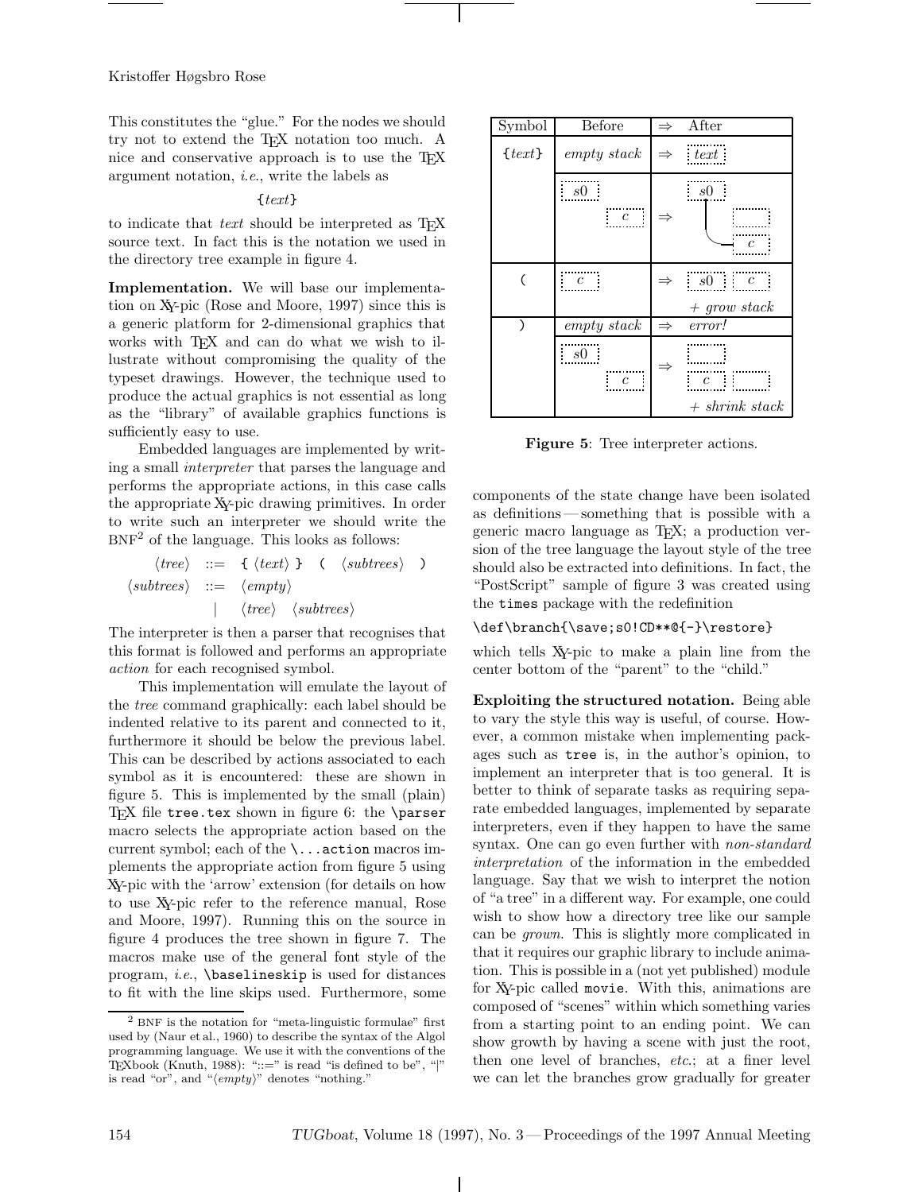This constitutes the "glue." For the nodes we should try not to extend the TEX notation too much. A nice and conservative approach is to use the TEX argument notation, *i.e.*, write the labels as

{*text*}

to indicate that *text* should be interpreted as TEX source text. In fact this is the notation we used in the directory tree example in figure 4.

**Implementation.** We will base our implementation on XY-pic (Rose and Moore, 1997) since this is a generic platform for 2-dimensional graphics that works with TEX and can do what we wish to illustrate without compromising the quality of the typeset drawings. However, the technique used to produce the actual graphics is not essential as long as the "library" of available graphics functions is sufficiently easy to use.

Embedded languages are implemented by writing a small *interpreter* that parses the language and performs the appropriate actions, in this case calls the appropriate XY-pic drawing primitives. In order to write such an interpreter we should write the BNF[2] of the language. This looks as follows:

$$
\begin{array}{rcl}
\langle tree \rangle & ::= & \texttt{\{} \langle text \rangle \texttt{\}} \;\; \texttt{(} \;\; \langle subtrees \rangle \;\; \texttt{)} \\
\langle subtrees \rangle & ::= & \langle empty \rangle \\
 & | & \langle tree \rangle \;\; \langle subtrees \rangle
\end{array}
$$

The interpreter is then a parser that recognises that this format is followed and performs an appropriate *action* for each recognised symbol.

This implementation will emulate the layout of the *tree* command graphically: each label should be indented relative to its parent and connected to it, furthermore it should be below the previous label. This can be described by actions associated to each symbol as it is encountered: these are shown in figure 5. This is implemented by the small (plain) TEX file `tree.tex` shown in figure 6: the `\parser` macro selects the appropriate action based on the current symbol; each of the `\...action` macros implements the appropriate action from figure 5 using XY-pic with the 'arrow' extension (for details on how to use XY-pic refer to the reference manual, Rose and Moore, 1997). Running this on the source in figure 4 produces the tree shown in figure 7. The macros make use of the general font style of the program, *i.e.*, `\baselineskip` is used for distances to fit with the line skips used. Furthermore, some components of the state change have been isolated as definitions — something that is possible with a generic macro language as TEX; a production version of the tree language the layout style of the tree should also be extracted into definitions. In fact, the "PostScript" sample of figure 3 was created using the `times` package with the redefinition

```
\def\branch{\save;s0!CD**@{-}\restore}
```

which tells XY-pic to make a plain line from the center bottom of the "parent" to the "child."

| Symbol | Before | ⇒ After |
|---|---|---|
| {*text*} | *empty stack* | ⇒ [*text*] |
| | [*s0*] [*c*] | ⇒ [*s0*] connected to [ ] and [*c*] |
| ( | [*c*] | ⇒ [*s0*] [*c*] + *grow stack* |
| ) | *empty stack* | ⇒ *error!* |
| | [*s0*] [*c*] | ⇒ [ ] [*c*] [ ] + *shrink stack* |

**Figure 5**: Tree interpreter actions.

**Exploiting the structured notation.** Being able to vary the style this way is useful, of course. However, a common mistake when implementing packages such as `tree` is, in the author's opinion, to implement an interpreter that is too general. It is better to think of separate tasks as requiring separate embedded languages, implemented by separate interpreters, even if they happen to have the same syntax. One can go even further with *non-standard interpretation* of the information in the embedded language. Say that we wish to interpret the notion of "a tree" in a different way. For example, one could wish to show how a directory tree like our sample can be *grown*. This is slightly more complicated in that it requires our graphic library to include animation. This is possible in a (not yet published) module for XY-pic called `movie`. With this, animations are composed of "scenes" within which something varies from a starting point to an ending point. We can show growth by having a scene with just the root, then one level of branches, *etc.*; at a finer level we can let the branches grow gradually for greater

[2] BNF is the notation for "meta-linguistic formulae" first used by (Naur et al., 1960) to describe the syntax of the Algol programming language. We use it with the conventions of the TEXbook (Knuth, 1988): "::=" is read "is defined to be", "|" is read "or", and "⟨*empty*⟩" denotes "nothing."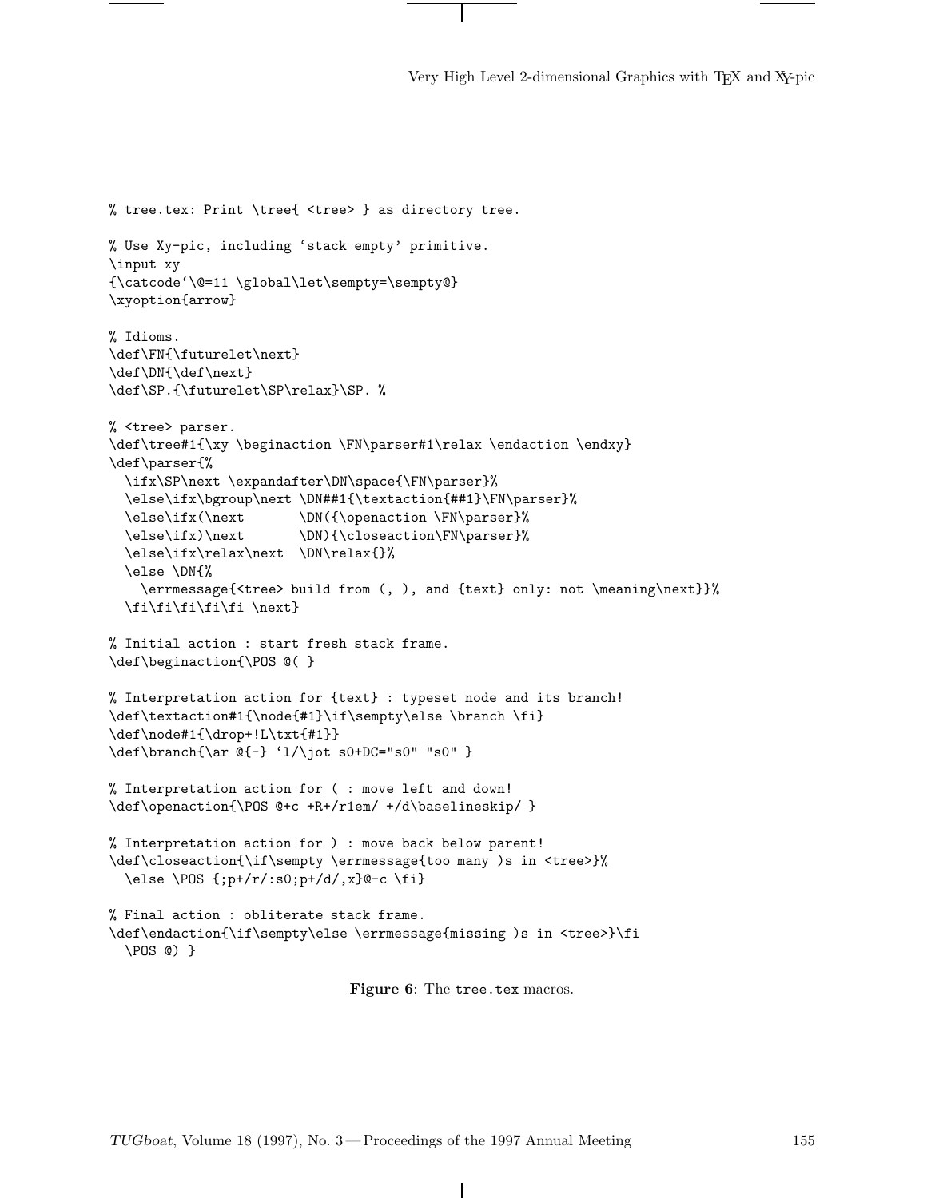```
% tree.tex: Print \tree{ <tree> } as directory tree.

% Use Xy-pic, including `stack empty' primitive.
\input xy
{\catcode`\@=11 \global\let\sempty=\sempty@}
\xyoption{arrow}

% Idioms.
\def\FN{\futurelet\next}
\def\DN{\def\next}
\def\SP.{\futurelet\SP\relax}\SP. %

% <tree> parser.
\def\tree#1{\xy \beginaction \FN\parser#1\relax \endaction \endxy}
\def\parser{%
  \ifx\SP\next \expandafter\DN\space{\FN\parser}%
  \else\ifx\bgroup\next \DN##1{\textaction{##1}\FN\parser}%
  \else\ifx(\next       \DN({\openaction \FN\parser}%
  \else\ifx)\next       \DN){\closeaction\FN\parser}%
  \else\ifx\relax\next  \DN\relax{}%
  \else \DN{%
    \errmessage{<tree> build from (, ), and {text} only: not \meaning\next}}%
  \fi\fi\fi\fi\fi \next}

% Initial action : start fresh stack frame.
\def\beginaction{\POS @( }

% Interpretation action for {text} : typeset node and its branch!
\def\textaction#1{\node{#1}\if\sempty\else \branch \fi}
\def\node#1{\drop+!L\txt{#1}}
\def\branch{\ar @{-} `l/\jot s0+DC="s0" "s0" }

% Interpretation action for ( : move left and down!
\def\openaction{\POS @+c +R+/r1em/ +/d\baselineskip/ }

% Interpretation action for ) : move back below parent!
\def\closeaction{\if\sempty \errmessage{too many )s in <tree>}%
  \else \POS {;p+/r/:s0;p+/d/,x}@-c \fi}

% Final action : obliterate stack frame.
\def\endaction{\if\sempty\else \errmessage{missing )s in <tree>}\fi
  \POS @) }
```

**Figure 6**: The `tree.tex` macros.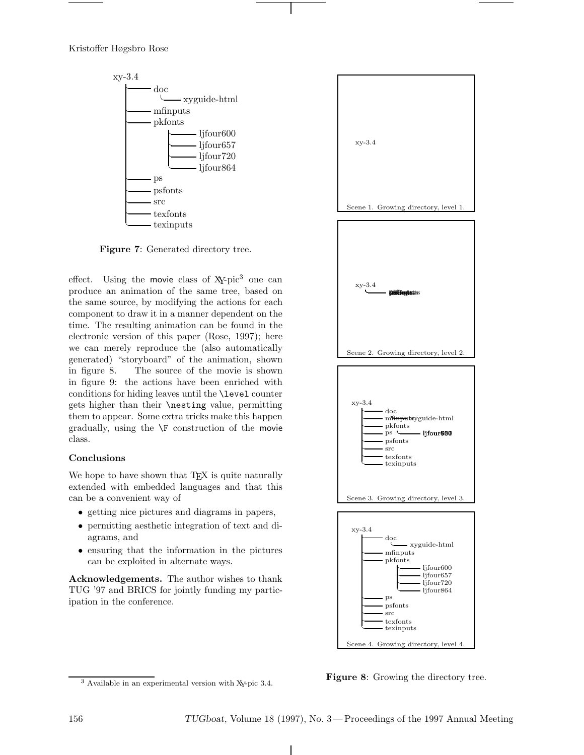```
xy-3.4
├── doc
│   └── xyguide-html
├── mfinputs
├── pkfonts
│   ├── ljfour600
│   ├── ljfour657
│   ├── ljfour720
│   └── ljfour864
├── ps
├── psfonts
├── src
├── texfonts
└── texinputs
```

**Figure 7**: Generated directory tree.

effect. Using the movie class of XY-pic[3] one can produce an animation of the same tree, based on the same source, by modifying the actions for each component to draw it in a manner dependent on the time. The resulting animation can be found in the electronic version of this paper (Rose, 1997); here we can merely reproduce the (also automatically generated) "storyboard" of the animation, shown in figure 8. The source of the movie is shown in figure 9: the actions have been enriched with conditions for hiding leaves until the `\level` counter gets higher than their `\nesting` value, permitting them to appear. Some extra tricks make this happen gradually, using the `\F` construction of the movie class.

## Conclusions

We hope to have shown that TEX is quite naturally extended with embedded languages and that this can be a convenient way of

- getting nice pictures and diagrams in papers,
- permitting aesthetic integration of text and diagrams, and
- ensuring that the information in the pictures can be exploited in alternate ways.

**Acknowledgements.** The author wishes to thank TUG '97 and BRICS for jointly funding my participation in the conference.

xy-3.4

Scene 1. Growing directory, level 1.

xy-3.4

Scene 2. Growing directory, level 2.

xy-3.4 doc mfinputs xyguide-html pkfonts ps ljfour600 psfonts src texfonts texinputs

Scene 3. Growing directory, level 3.

xy-3.4 doc xyguide-html mfinputs pkfonts ljfour600 ljfour657 ljfour720 ljfour864 ps psfonts src texfonts texinputs

Scene 4. Growing directory, level 4.

**Figure 8**: Growing the directory tree.

[3] Available in an experimental version with XY-pic 3.4.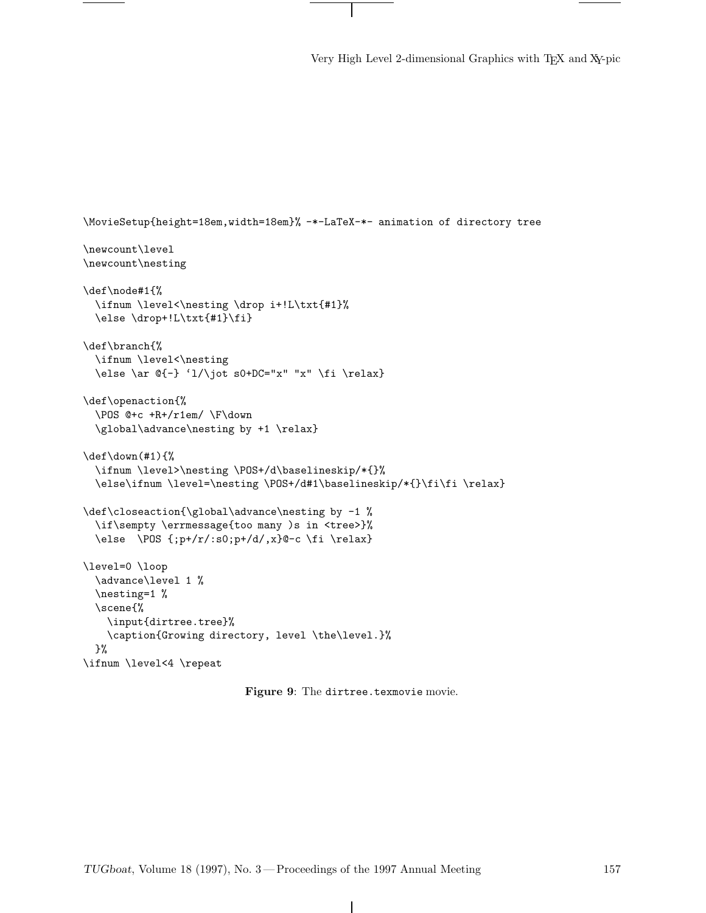```
\MovieSetup{height=18em,width=18em}% -*-LaTeX-*- animation of directory tree

\newcount\level
\newcount\nesting

\def\node#1{%
  \ifnum \level<\nesting \drop i+!L\txt{#1}%
  \else \drop+!L\txt{#1}\fi}

\def\branch{%
  \ifnum \level<\nesting
  \else \ar @{-} `l/\jot s0+DC="x" "x" \fi \relax}

\def\openaction{%
  \POS @+c +R+/r1em/ \F\down
  \global\advance\nesting by +1 \relax}

\def\down(#1){%
  \ifnum \level>\nesting \POS+/d\baselineskip/*{}%
  \else\ifnum \level=\nesting \POS+/d#1\baselineskip/*{}\fi\fi \relax}

\def\closeaction{\global\advance\nesting by -1 %
  \if\sempty \errmessage{too many )s in <tree>}%
  \else  \POS {;p+/r/:s0;p+/d/,x}@-c \fi \relax}

\level=0 \loop
  \advance\level 1 %
  \nesting=1 %
  \scene{%
    \input{dirtree.tree}%
    \caption{Growing directory, level \the\level.}%
  }%
\ifnum \level<4 \repeat
```

**Figure 9**: The `dirtree.texmovie` movie.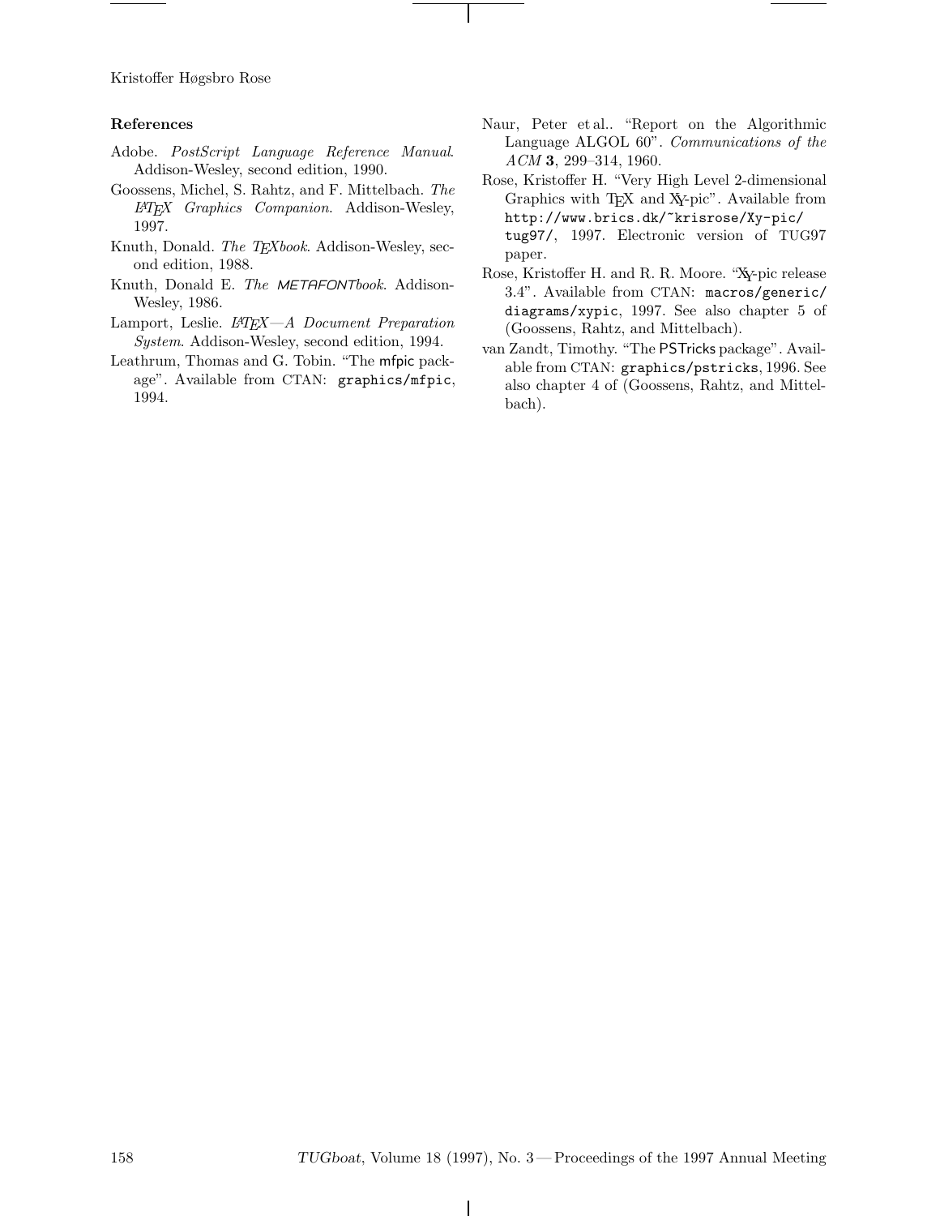### References

Adobe. *PostScript Language Reference Manual*. Addison-Wesley, second edition, 1990.

Goossens, Michel, S. Rahtz, and F. Mittelbach. *The LATEX Graphics Companion*. Addison-Wesley, 1997.

Knuth, Donald. *The TEXbook*. Addison-Wesley, second edition, 1988.

Knuth, Donald E. *The METAFONTbook*. Addison-Wesley, 1986.

Lamport, Leslie. *LATEX—A Document Preparation System*. Addison-Wesley, second edition, 1994.

Leathrum, Thomas and G. Tobin. "The mfpic package". Available from CTAN: `graphics/mfpic`, 1994.

Naur, Peter et al.. "Report on the Algorithmic Language ALGOL 60". *Communications of the ACM* **3**, 299–314, 1960.

Rose, Kristoffer H. "Very High Level 2-dimensional Graphics with TEX and XY-pic". Available from `http://www.brics.dk/~krisrose/Xy-pic/tug97/`, 1997. Electronic version of TUG97 paper.

Rose, Kristoffer H. and R. R. Moore. "XY-pic release 3.4". Available from CTAN: `macros/generic/diagrams/xypic`, 1997. See also chapter 5 of (Goossens, Rahtz, and Mittelbach).

van Zandt, Timothy. "The PSTricks package". Available from CTAN: `graphics/pstricks`, 1996. See also chapter 4 of (Goossens, Rahtz, and Mittelbach).